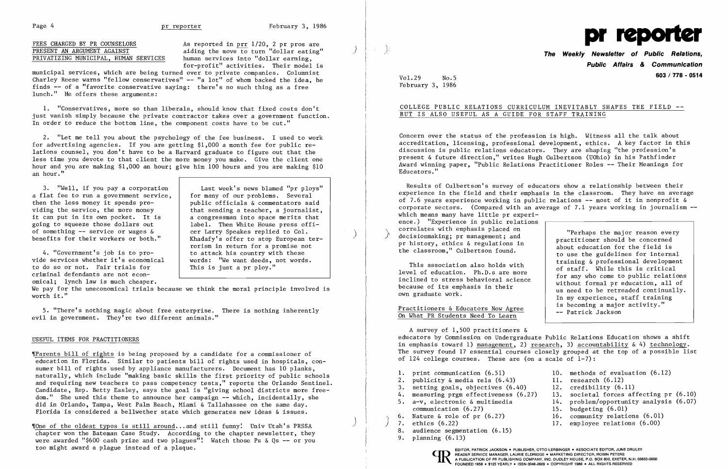## FEES CHARGED BY PR COUNSELORS PRESENT AN ARGUMENT AGAINST PRIVATIZING MUNICIPAL, HUMAN SERVICES

As reported in prr 1/20, 2 pr pros are aiding the move to turn "dollar eating" human services into "dollar earning, for-profit" activities. Their model is municipal services, which are being turned over to private companies. Columnist Charley Reese warns "fellow conservatives" -- "a lot" of whom backed the idea, he finds -- of a "favorite conservative saying: there's no such thing as a free lunch." He offers these arguments:

1. "Conservatives, more so than liberals, should know that fixed costs don't just vanish simply because the private contractor takes over a government function. In order to reduce the bottom line, the component costs have to be cut."

2. "Let me tell you about the psychology of the fee business. I used to work for advertising agencies. If you are getting $1,000 a month fee for public relations counsel, you don't have to be a Harvard graduate to figure out that the less time you devote to that client the more money you make. Give the client one hour and you are making $1,000 an hour; give him 100 hours and you are making $10 an hour."

3. "Well, if you pay a corporation a flat fee to run a government service, then the less money it spends providing the service, the more money it can put in its own pocket. It is going to squeeze those dollars out of something -- service or wages & benefits for their workers or both."

4. "Government's job is to provide services whether it's economical to do so or not. Fair trials for criminal defendants are not economical; lynch law is much cheaper. We pay for the uneconomical trials because we think the moral principle involved is worth it."

5. "There's nothing magic about free enterprise. There is nothing inherently evil in government. They're two different animals."

> Last week's news blamed "pr ploys" for many of our problems. Several public officials & commentators said that sending a teacher, a journalist, a congressman into space merits that label. Then White House press officer Larry Speakes replied to Col. Khadafy's offer to stop European terrorism in return for a promise not to attack his country with these words: "We want deeds, not words. This is just a pr ploy."

## USEFUL ITEMS FOR PRACTITIONERS

¶Parents bill of rights is being proposed by a candidate for a commissioner of education in Florida. Similar to patients bill of rights used in hospitals, consumer bill of rights used by appliance manufacturers. Document has 10 planks, naturally, which include "making basic skills the first priority of public schools and requiring new teachers to pass competency tests," reports the Orlando Sentinel. Candidate, Rep. Betty Easley, says the goal is "giving school districts more freedom." She used this theme to announce her campaign -- which, incidentally, she did in Orlando, Tampa, West Palm Beach, Miami & Tallahassee on the same day. Florida is considered a bellwether state which generates new ideas & issues.

¶One of the oldest typos is still around...and still funny! Univ Utah's PRSSA chapter won the Bateman Case Study. According to the chapter newsletter, they were awarded "$600 cash prize and two plagues"! Watch those Ps & Qs -- or you too might award a plague instead of a plaque.

# pr reporter

**The Weekly Newsletter of Public Relations, Public Affairs & Communication**

**603 / 778 - 0514**

Vol.29 No.5
February 3, 1986

## COLLEGE PUBLIC RELATIONS CURRICULUM INEVITABLY SHAPES THE FIELD -- BUT IS ALSO USEFUL AS A GUIDE FOR STAFF TRAINING

Concern over the status of the profession is high. Witness all the talk about accreditation, licensing, professional development, ethics. A key factor in this discussion is public relations educators. They are shaping "the profession's present & future direction," writes Hugh Culbertson (UOhio) in his Pathfinder Award winning paper, "Public Relations Practitioner Roles -- Their Meanings for Educators."

Results of Culbertson's survey of educators show a relationship between their experience in the field and their emphasis in the classroom. They have an average of 7.6 years experience working in public relations -- most of it in nonprofit & corporate sectors. (Compared with an average of 7.1 years working in journalism -- which means many have little pr experience.) "Experience in public relations correlates with emphasis placed on decisionmaking; pr management; and pr history, ethics & regulations in the classroom," Culbertson found.

This association also holds with level of education. Ph.D.s are more inclined to stress behavioral science because of its emphasis in their own graduate work.

> "Perhaps the major reason every practitioner should be concerned about education for the field is to use the guidelines for internal training & professional development of staff. While this is critical for any who come to public relations without formal pr education, all of us need to be retreaded continually. In my experience, staff training is becoming a major activity."
> -- Patrick Jackson

### Practitioners & Educators Now Agree On What PR Students Need To Learn

A survey of 1,500 practitioners & educators by Commission on Undergraduate Public Relations Education shows a shift in emphasis toward 1) management, 2) research, 3) accountability & 4) technology. The survey found 17 essential courses closely grouped at the top of a possible list of 124 college courses. These are (on a scale of 1-7):

1. print communication (6.51)
2. publicity & media rels (6.43)
3. setting goals, objectives (6.40)
4. measuring prgm effectiveness (6.27)
5. a-v, electronic & multimedia communication (6.27)
6. Nature & role of pr (6.27)
7. ethics (6.22)
8. audience segmentation (6.15)
9. planning (6.13)
10. methods of evaluation (6.12)
11. research (6.12)
12. credibility (6.11)
13. societal forces affecting pr (6.10)
14. problem/opportunity analysis (6.07)
15. budgeting (6.01)
16. community relations (6.01)
17. employee relations (6.00)

EDITOR, PATRICK JACKSON • PUBLISHER, OTTO LERBINGER • ASSOCIATE EDITOR, JUNE DRULEY
READER SERVICE MANAGER, LAURIE ELDRIDGE • MARKETING DIRECTOR, ROBIN PETERS
A PUBLICATION OF PR PUBLISHING COMPANY, INC. DUDLEY HOUSE, P.O. BOX 600, EXETER, N.H. 03833-0600
FOUNDED 1958 • $125 YEARLY • ISSN 0048-2609 • COPYRIGHT 1986 • ALL RIGHTS RESERVED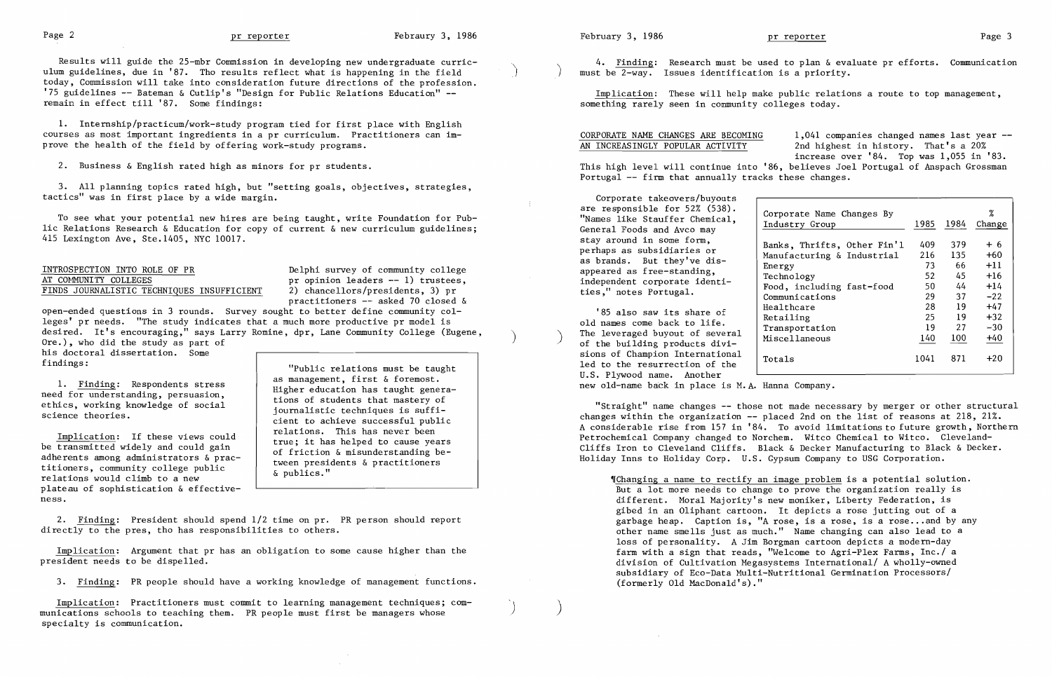Results will guide the 25-mbr Commission in developing new undergraduate curriculum guidelines, due in '87. Tho results reflect what is happening in the field today, Commission will take into consideration future directions of the profession. '75 guidelines -- Bateman & Cutlip's "Design for Public Relations Education" -- remain in effect till '87. Some findings:

1. Internship/practicum/work-study program tied for first place with English courses as most important ingredients in a pr curriculum. Practitioners can improve the health of the field by offering work-study programs.

2. Business & English rated high as minors for pr students.

3. All planning topics rated high, but "setting goals, objectives, strategies, tactics" was in first place by a wide margin.

To see what your potential new hires are being taught, write Foundation for Public Relations Research & Education for copy of current & new curriculum guidelines; 415 Lexington Ave, Ste.1405, NYC 10017.

## INTROSPECTION INTO ROLE OF PR AT COMMUNITY COLLEGES FINDS JOURNALISTIC TECHNIQUES INSUFFICIENT

Delphi survey of community college pr opinion leaders -- 1) trustees, 2) chancellors/presidents, 3) pr practitioners -- asked 70 closed & open-ended questions in 3 rounds. Survey sought to better define community colleges' pr needs. "The study indicates that a much more productive pr model is desired. It's encouraging," says Larry Romine, dpr, Lane Community College (Eugene, Ore.), who did the study as part of his doctoral dissertation. Some findings:

> "Public relations must be taught as management, first & foremost. Higher education has taught generations of students that mastery of journalistic techniques is sufficient to achieve successful public relations. This has never been true; it has helped to cause years of friction & misunderstanding between presidents & practitioners & publics."

1. Finding: Respondents stress need for understanding, persuasion, ethics, working knowledge of social science theories.

Implication: If these views could be transmitted widely and could gain adherents among administrators & practitioners, community college public relations would climb to a new plateau of sophistication & effectiveness.

2. Finding: President should spend 1/2 time on pr. PR person should report directly to the pres, tho has responsibilities to others.

Implication: Argument that pr has an obligation to some cause higher than the president needs to be dispelled.

3. Finding: PR people should have a working knowledge of management functions.

Implication: Practitioners must commit to learning management techniques; communications schools to teaching them. PR people must first be managers whose specialty is communication.

4. Finding: Research must be used to plan & evaluate pr efforts. Communication must be 2-way. Issues identification is a priority.

Implication: These will help make public relations a route to top management, something rarely seen in community colleges today.

## CORPORATE NAME CHANGES ARE BECOMING AN INCREASINGLY POPULAR ACTIVITY

1,041 companies changed names last year -- 2nd highest in history. That's a 20% increase over '84. Top was 1,055 in '83. This high level will continue into '86, believes Joel Portugal of Anspach Grossman Portugal -- firm that annually tracks these changes.

Corporate takeovers/buyouts are responsible for 52% (538). "Names like Stauffer Chemical, General Foods and Avco may stay around in some form, perhaps as subsidiaries or as brands. But they've disappeared as free-standing, independent corporate identities," notes Portugal.

| Corporate Name Changes By Industry Group | 1985 | 1984 | % Change |
|---|---|---|---|
| Banks, Thrifts, Other Fin'l | 409 | 379 | + 6 |
| Manufacturing & Industrial | 216 | 135 | +60 |
| Energy | 73 | 66 | +11 |
| Technology | 52 | 45 | +16 |
| Food, including fast-food | 50 | 44 | +14 |
| Communications | 29 | 37 | -22 |
| Healthcare | 28 | 19 | +47 |
| Retailing | 25 | 19 | +32 |
| Transportation | 19 | 27 | -30 |
| Miscellaneous | 140 | 100 | +40 |
| Totals | 1041 | 871 | +20 |

'85 also saw its share of old names come back to life. The leveraged buyout of several of the building products divisions of Champion International led to the resurrection of the U.S. Plywood name. Another new old-name back in place is M.A. Hanna Company.

"Straight" name changes -- those not made necessary by merger or other structural changes within the organization -- placed 2nd on the list of reasons at 218, 21%. A considerable rise from 157 in '84. To avoid limitations to future growth, Northern Petrochemical Company changed to Norchem. Witco Chemical to Witco. Cleveland-Cliffs Iron to Cleveland Cliffs. Black & Decker Manufacturing to Black & Decker. Holiday Inns to Holiday Corp. U.S. Gypsum Company to USG Corporation.

¶Changing a name to rectify an image problem is a potential solution. But a lot more needs to change to prove the organization really is different. Moral Majority's new moniker, Liberty Federation, is gibed in an Oliphant cartoon. It depicts a rose jutting out of a garbage heap. Caption is, "A rose, is a rose, is a rose...and by any other name smells just as much." Name changing can also lead to a loss of personality. A Jim Borgman cartoon depicts a modern-day farm with a sign that reads, "Welcome to Agri-Plex Farms, Inc./ a division of Cultivation Megasystems International/ A wholly-owned subsidiary of Eco-Data Multi-Nutritional Germination Processors/ (formerly Old MacDonald's)."